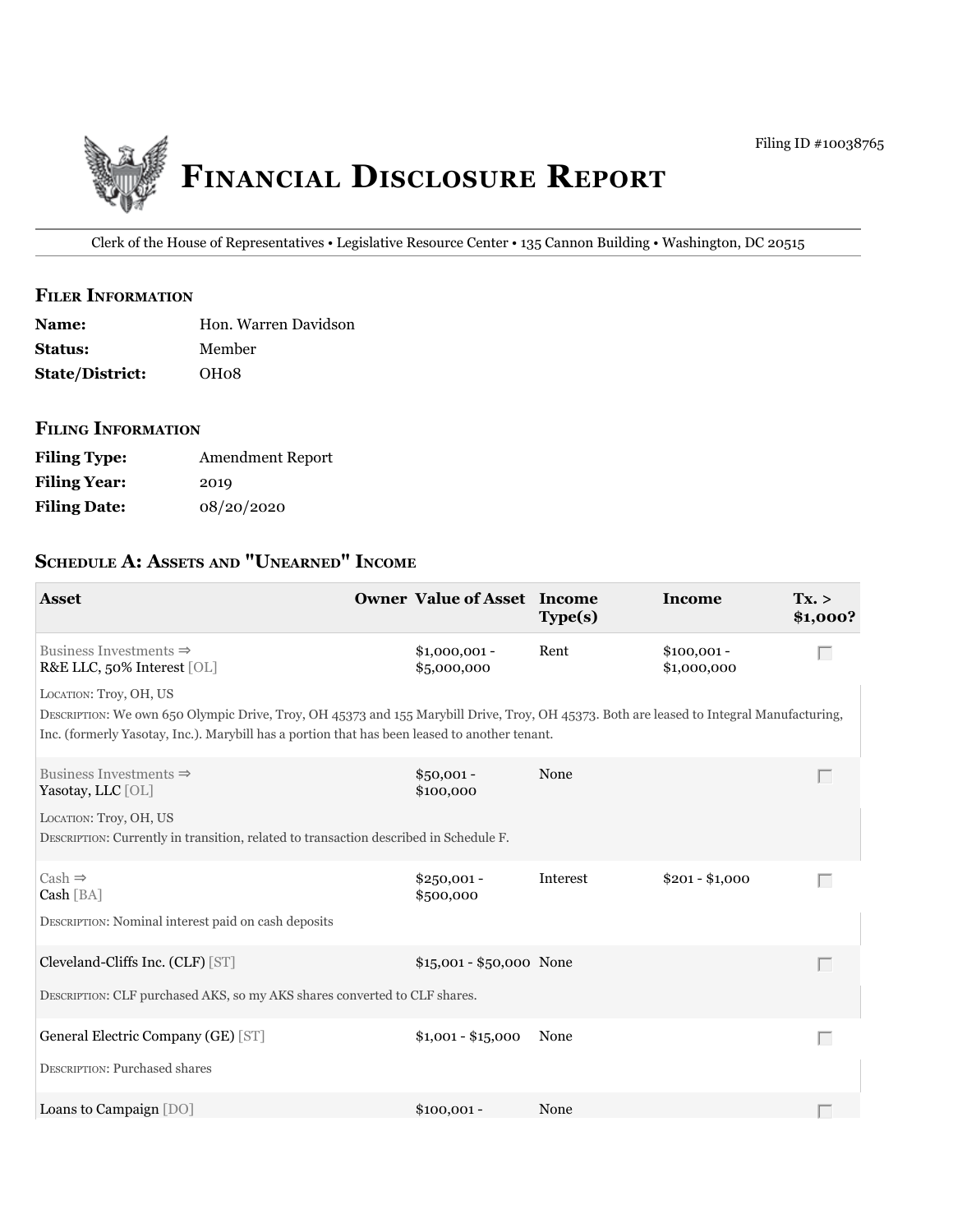Filing ID #10038765

# Financial Disclosure Report

Clerk of the House of Representatives • Legislative Resource Center • 135 Cannon Building • Washington, DC 20515

## Filer Information

| | |
|---|---|
| **Name:** | Hon. Warren Davidson |
| **Status:** | Member |
| **State/District:** | OH08 |

## Filing Information

| | |
|---|---|
| **Filing Type:** | Amendment Report |
| **Filing Year:** | 2019 |
| **Filing Date:** | 08/20/2020 |

## Schedule A: Assets and "Unearned" Income

| Asset | Owner | Value of Asset | Income Type(s) | Income | Tx. > $1,000? |
|---|---|---|---|---|---|
| Business Investments ⇒ R&E LLC, 50% Interest [OL] | | $1,000,001 - $5,000,000 | Rent | $100,001 - $1,000,000 | |
| Location: Troy, OH, US<br>Description: We own 650 Olympic Drive, Troy, OH 45373 and 155 Marybill Drive, Troy, OH 45373. Both are leased to Integral Manufacturing, Inc. (formerly Yasotay, Inc.). Marybill has a portion that has been leased to another tenant. | | | | | |
| Business Investments ⇒ Yasotay, LLC [OL] | | $50,001 - $100,000 | None | | |
| Location: Troy, OH, US<br>Description: Currently in transition, related to transaction described in Schedule F. | | | | | |
| Cash ⇒ Cash [BA] | | $250,001 - $500,000 | Interest | $201 - $1,000 | |
| Description: Nominal interest paid on cash deposits | | | | | |
| Cleveland-Cliffs Inc. (CLF) [ST] | | $15,001 - $50,000 | None | | |
| Description: CLF purchased AKS, so my AKS shares converted to CLF shares. | | | | | |
| General Electric Company (GE) [ST] | | $1,001 - $15,000 | None | | |
| Description: Purchased shares | | | | | |
| Loans to Campaign [DO] | | $100,001 - | None | | |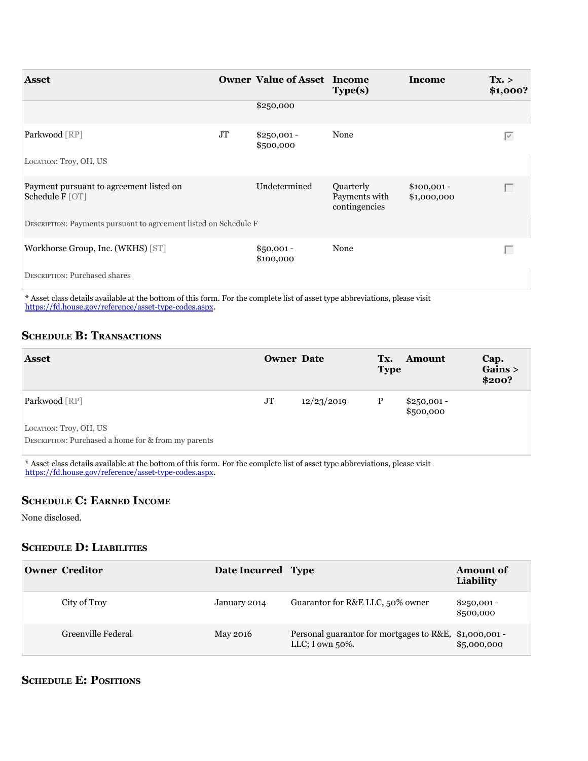| Asset | Owner | Value of Asset | Income Type(s) | Income | Tx. > $1,000? |
|---|---|---|---|---|---|
| | | $250,000 | | | |
| Parkwood [RP] <br> LOCATION: Troy, OH, US | JT | $250,001 - $500,000 | None | | ☑ |
| Payment pursuant to agreement listed on Schedule F [OT] <br> DESCRIPTION: Payments pursuant to agreement listed on Schedule F | | Undetermined | Quarterly Payments with contingencies | $100,001 - $1,000,000 | ☐ |
| Workhorse Group, Inc. (WKHS) [ST] <br> DESCRIPTION: Purchased shares | | $50,001 - $100,000 | None | | ☐ |

* Asset class details available at the bottom of this form. For the complete list of asset type abbreviations, please visit https://fd.house.gov/reference/asset-type-codes.aspx.

## Schedule B: Transactions

| Asset | Owner | Date | Tx. Type | Amount | Cap. Gains > $200? |
|---|---|---|---|---|---|
| Parkwood [RP] <br> LOCATION: Troy, OH, US <br> DESCRIPTION: Purchased a home for & from my parents | JT | 12/23/2019 | P | $250,001 - $500,000 | |

* Asset class details available at the bottom of this form. For the complete list of asset type abbreviations, please visit https://fd.house.gov/reference/asset-type-codes.aspx.

## Schedule C: Earned Income

None disclosed.

## Schedule D: Liabilities

| Owner | Creditor | Date Incurred | Type | Amount of Liability |
|---|---|---|---|---|
| | City of Troy | January 2014 | Guarantor for R&E LLC, 50% owner | $250,001 - $500,000 |
| | Greenville Federal | May 2016 | Personal guarantor for mortgages to R&E, LLC; I own 50%. | $1,000,001 - $5,000,000 |

## Schedule E: Positions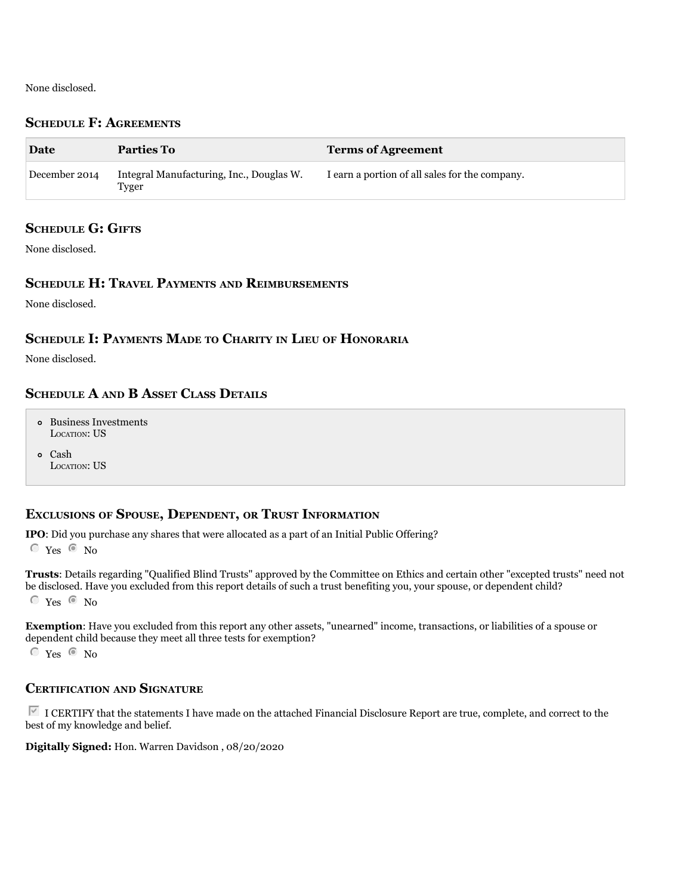None disclosed.

## Schedule F: Agreements

| Date | Parties To | Terms of Agreement |
|---|---|---|
| December 2014 | Integral Manufacturing, Inc., Douglas W. Tyger | I earn a portion of all sales for the company. |

## Schedule G: Gifts

None disclosed.

## Schedule H: Travel Payments and Reimbursements

None disclosed.

## Schedule I: Payments Made to Charity in Lieu of Honoraria

None disclosed.

## Schedule A and B Asset Class Details

- Business Investments
  Location: US
- Cash
  Location: US

## Exclusions of Spouse, Dependent, or Trust Information

**IPO**: Did you purchase any shares that were allocated as a part of an Initial Public Offering?

○ Yes ◉ No

**Trusts**: Details regarding "Qualified Blind Trusts" approved by the Committee on Ethics and certain other "excepted trusts" need not be disclosed. Have you excluded from this report details of such a trust benefiting you, your spouse, or dependent child?

○ Yes ◉ No

**Exemption**: Have you excluded from this report any other assets, "unearned" income, transactions, or liabilities of a spouse or dependent child because they meet all three tests for exemption?

○ Yes ◉ No

## Certification and Signature

☑ I CERTIFY that the statements I have made on the attached Financial Disclosure Report are true, complete, and correct to the best of my knowledge and belief.

**Digitally Signed:** Hon. Warren Davidson , 08/20/2020